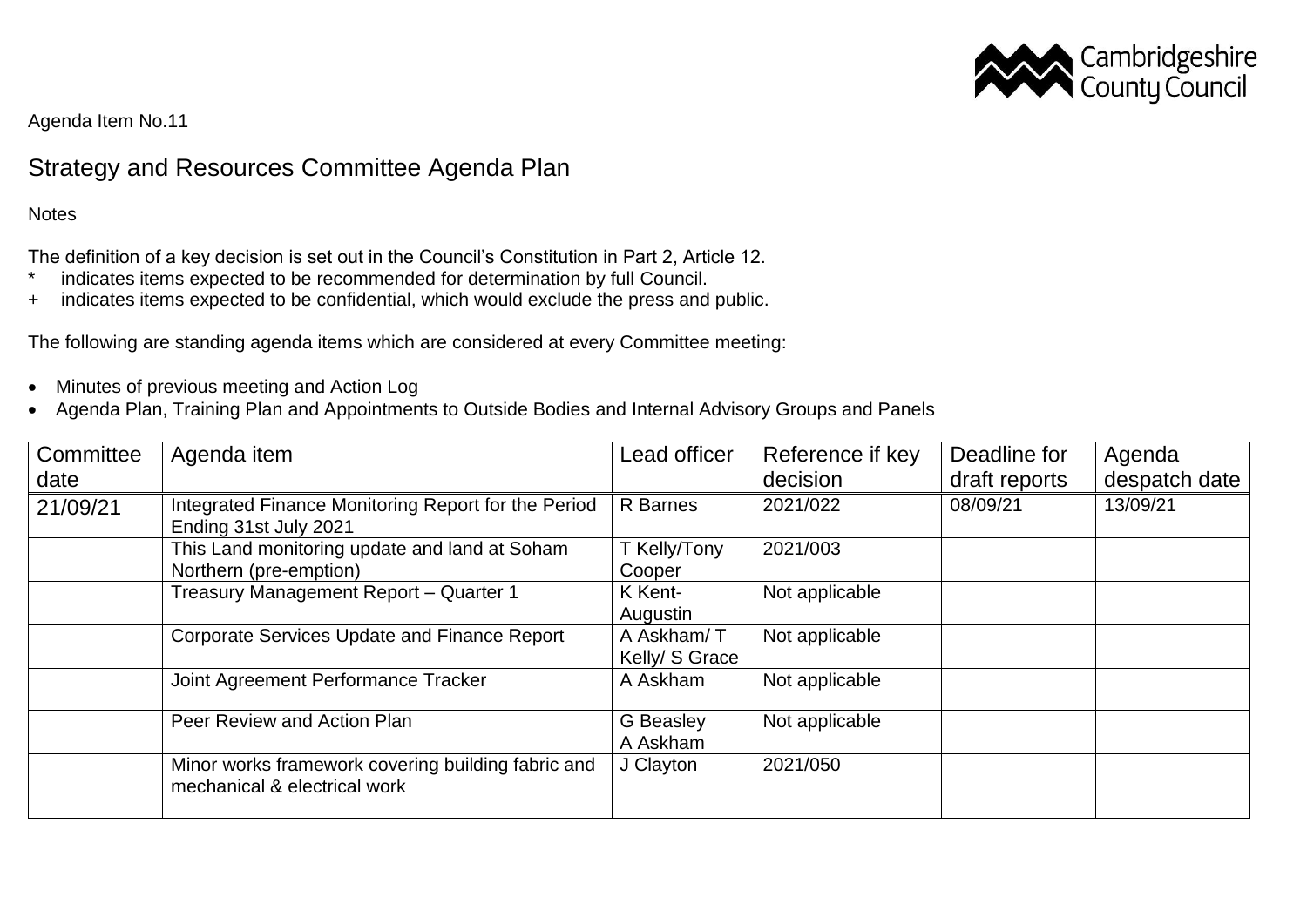Agenda Item No.11

# Strategy and Resources Committee Agenda Plan

Notes

The definition of a key decision is set out in the Council's Constitution in Part 2, Article 12.

- * indicates items expected to be recommended for determination by full Council.
- + indicates items expected to be confidential, which would exclude the press and public.

The following are standing agenda items which are considered at every Committee meeting:

- Minutes of previous meeting and Action Log
- Agenda Plan, Training Plan and Appointments to Outside Bodies and Internal Advisory Groups and Panels

| Committee date | Agenda item | Lead officer | Reference if key decision | Deadline for draft reports | Agenda despatch date |
|---|---|---|---|---|---|
| 21/09/21 | Integrated Finance Monitoring Report for the Period Ending 31st July 2021 | R Barnes | 2021/022 | 08/09/21 | 13/09/21 |
| | This Land monitoring update and land at Soham Northern (pre-emption) | T Kelly/Tony Cooper | 2021/003 | | |
| | Treasury Management Report – Quarter 1 | K Kent-Augustin | Not applicable | | |
| | Corporate Services Update and Finance Report | A Askham/ T Kelly/ S Grace | Not applicable | | |
| | Joint Agreement Performance Tracker | A Askham | Not applicable | | |
| | Peer Review and Action Plan | G Beasley A Askham | Not applicable | | |
| | Minor works framework covering building fabric and mechanical & electrical work | J Clayton | 2021/050 | | |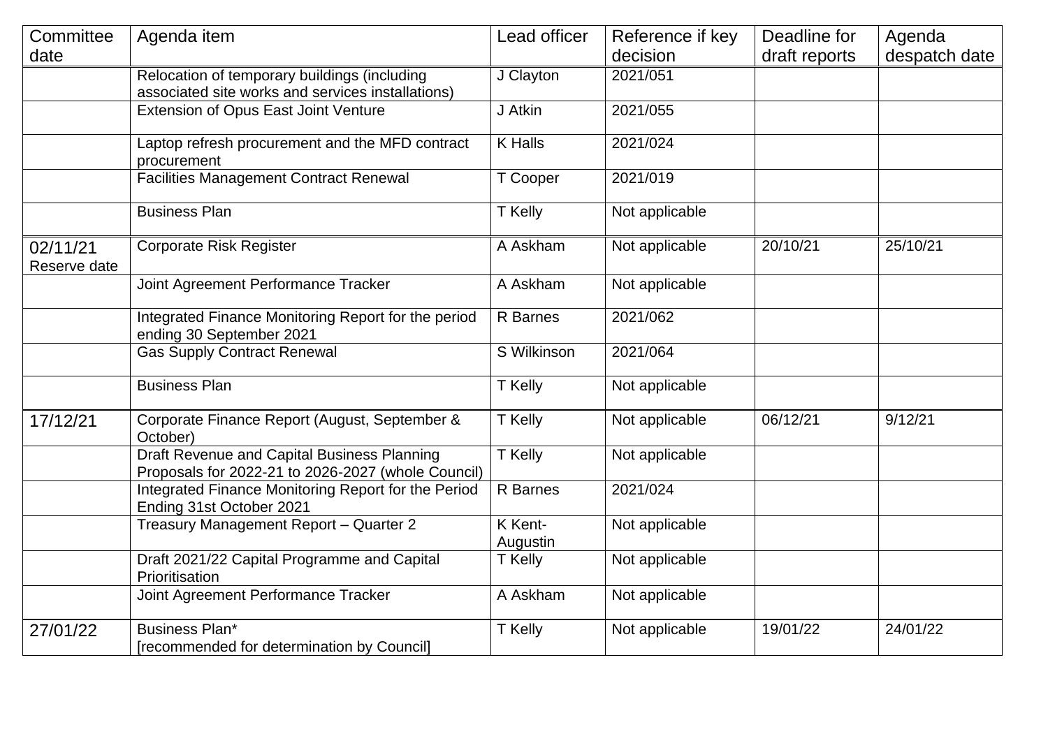| Committee date | Agenda item | Lead officer | Reference if key decision | Deadline for draft reports | Agenda despatch date |
|---|---|---|---|---|---|
| | Relocation of temporary buildings (including associated site works and services installations) | J Clayton | 2021/051 | | |
| | Extension of Opus East Joint Venture | J Atkin | 2021/055 | | |
| | Laptop refresh procurement and the MFD contract procurement | K Halls | 2021/024 | | |
| | Facilities Management Contract Renewal | T Cooper | 2021/019 | | |
| | Business Plan | T Kelly | Not applicable | | |
| 02/11/21 Reserve date | Corporate Risk Register | A Askham | Not applicable | 20/10/21 | 25/10/21 |
| | Joint Agreement Performance Tracker | A Askham | Not applicable | | |
| | Integrated Finance Monitoring Report for the period ending 30 September 2021 | R Barnes | 2021/062 | | |
| | Gas Supply Contract Renewal | S Wilkinson | 2021/064 | | |
| | Business Plan | T Kelly | Not applicable | | |
| 17/12/21 | Corporate Finance Report (August, September & October) | T Kelly | Not applicable | 06/12/21 | 9/12/21 |
| | Draft Revenue and Capital Business Planning Proposals for 2022-21 to 2026-2027 (whole Council) | T Kelly | Not applicable | | |
| | Integrated Finance Monitoring Report for the Period Ending 31st October 2021 | R Barnes | 2021/024 | | |
| | Treasury Management Report – Quarter 2 | K Kent-Augustin | Not applicable | | |
| | Draft 2021/22 Capital Programme and Capital Prioritisation | T Kelly | Not applicable | | |
| | Joint Agreement Performance Tracker | A Askham | Not applicable | | |
| 27/01/22 | Business Plan* [recommended for determination by Council] | T Kelly | Not applicable | 19/01/22 | 24/01/22 |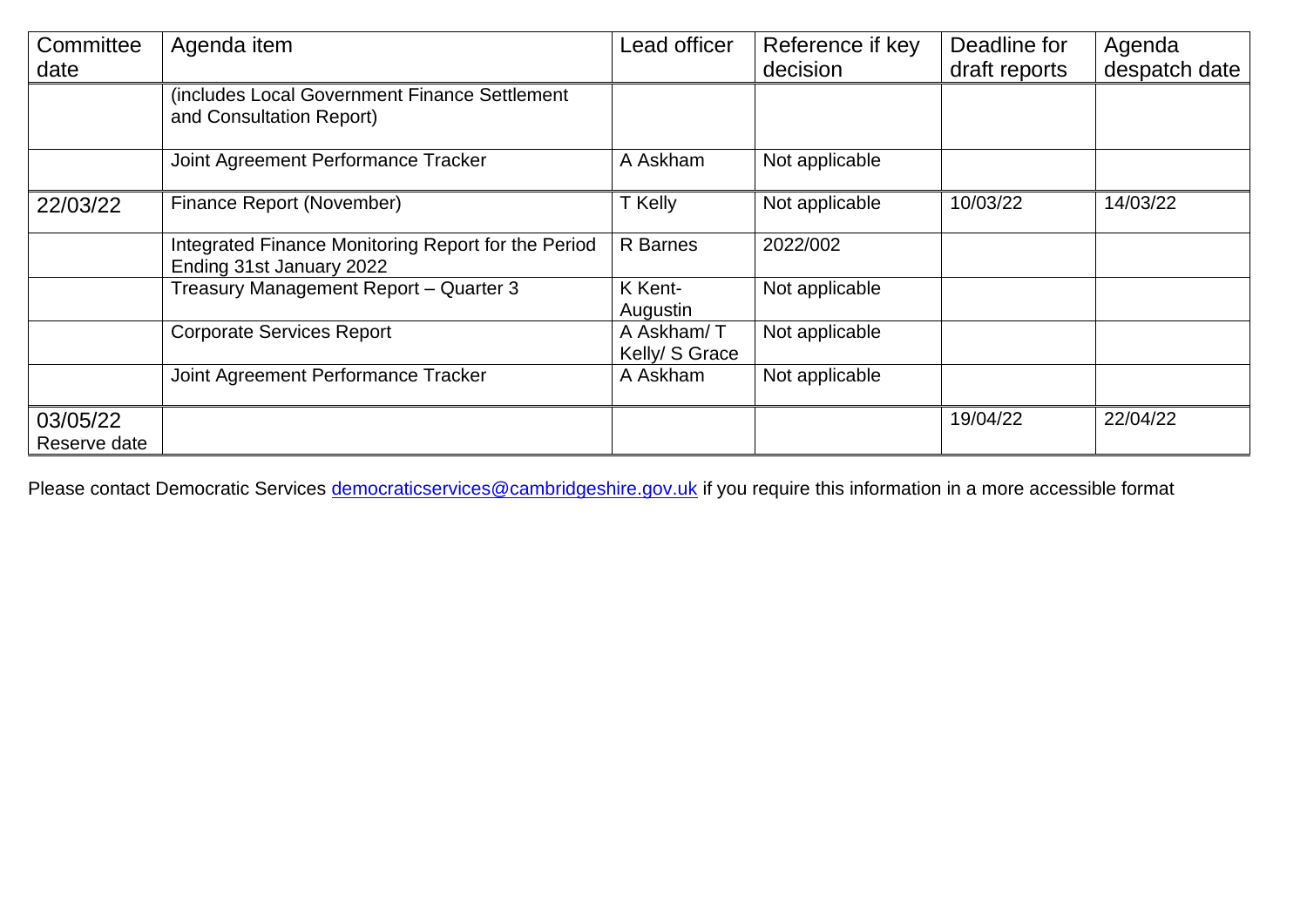| Committee date | Agenda item | Lead officer | Reference if key decision | Deadline for draft reports | Agenda despatch date |
|---|---|---|---|---|---|
| | (includes Local Government Finance Settlement and Consultation Report) | | | | |
| | Joint Agreement Performance Tracker | A Askham | Not applicable | | |
| 22/03/22 | Finance Report (November) | T Kelly | Not applicable | 10/03/22 | 14/03/22 |
| | Integrated Finance Monitoring Report for the Period Ending 31st January 2022 | R Barnes | 2022/002 | | |
| | Treasury Management Report – Quarter 3 | K Kent-Augustin | Not applicable | | |
| | Corporate Services Report | A Askham/ T Kelly/ S Grace | Not applicable | | |
| | Joint Agreement Performance Tracker | A Askham | Not applicable | | |
| 03/05/22 Reserve date | | | | 19/04/22 | 22/04/22 |

Please contact Democratic Services democraticservices@cambridgeshire.gov.uk if you require this information in a more accessible format